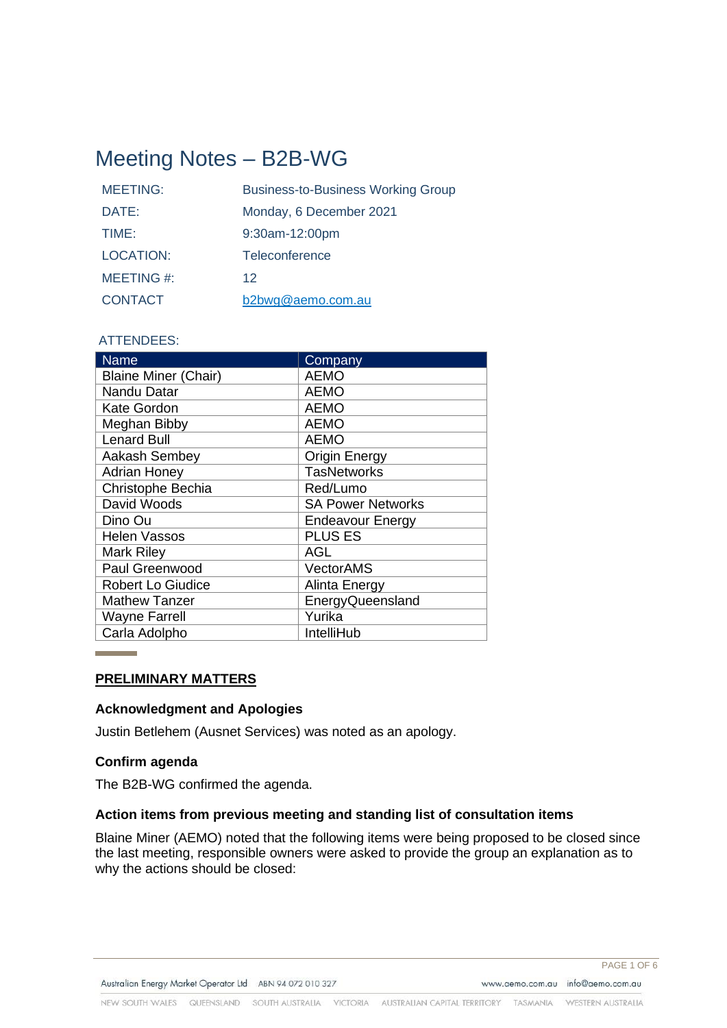# Meeting Notes – B2B-WG

| | |
|---|---|
| MEETING: | Business-to-Business Working Group |
| DATE: | Monday, 6 December 2021 |
| TIME: | 9:30am-12:00pm |
| LOCATION: | Teleconference |
| MEETING #: | 12 |
| CONTACT | b2bwg@aemo.com.au |

ATTENDEES:

| Name | Company |
|---|---|
| Blaine Miner (Chair) | AEMO |
| Nandu Datar | AEMO |
| Kate Gordon | AEMO |
| Meghan Bibby | AEMO |
| Lenard Bull | AEMO |
| Aakash Sembey | Origin Energy |
| Adrian Honey | TasNetworks |
| Christophe Bechia | Red/Lumo |
| David Woods | SA Power Networks |
| Dino Ou | Endeavour Energy |
| Helen Vassos | PLUS ES |
| Mark Riley | AGL |
| Paul Greenwood | VectorAMS |
| Robert Lo Giudice | Alinta Energy |
| Mathew Tanzer | EnergyQueensland |
| Wayne Farrell | Yurika |
| Carla Adolpho | IntelliHub |

## PRELIMINARY MATTERS

### Acknowledgment and Apologies

Justin Betlehem (Ausnet Services) was noted as an apology.

### Confirm agenda

The B2B-WG confirmed the agenda.

### Action items from previous meeting and standing list of consultation items

Blaine Miner (AEMO) noted that the following items were being proposed to be closed since the last meeting, responsible owners were asked to provide the group an explanation as to why the actions should be closed: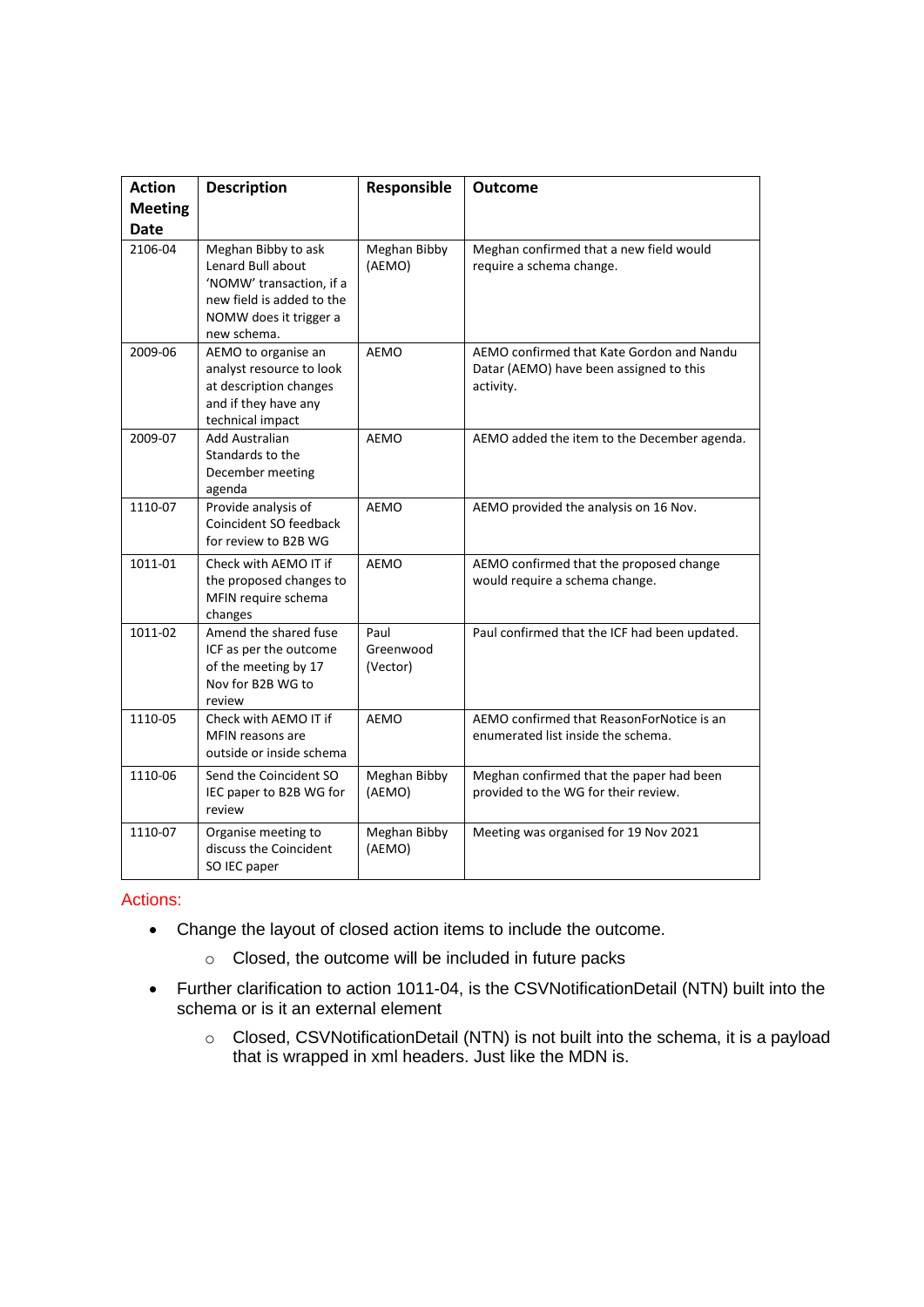| Action Meeting Date | Description | Responsible | Outcome |
| --- | --- | --- | --- |
| 2106-04 | Meghan Bibby to ask Lenard Bull about 'NOMW' transaction, if a new field is added to the NOMW does it trigger a new schema. | Meghan Bibby (AEMO) | Meghan confirmed that a new field would require a schema change. |
| 2009-06 | AEMO to organise an analyst resource to look at description changes and if they have any technical impact | AEMO | AEMO confirmed that Kate Gordon and Nandu Datar (AEMO) have been assigned to this activity. |
| 2009-07 | Add Australian Standards to the December meeting agenda | AEMO | AEMO added the item to the December agenda. |
| 1110-07 | Provide analysis of Coincident SO feedback for review to B2B WG | AEMO | AEMO provided the analysis on 16 Nov. |
| 1011-01 | Check with AEMO IT if the proposed changes to MFIN require schema changes | AEMO | AEMO confirmed that the proposed change would require a schema change. |
| 1011-02 | Amend the shared fuse ICF as per the outcome of the meeting by 17 Nov for B2B WG to review | Paul Greenwood (Vector) | Paul confirmed that the ICF had been updated. |
| 1110-05 | Check with AEMO IT if MFIN reasons are outside or inside schema | AEMO | AEMO confirmed that ReasonForNotice is an enumerated list inside the schema. |
| 1110-06 | Send the Coincident SO IEC paper to B2B WG for review | Meghan Bibby (AEMO) | Meghan confirmed that the paper had been provided to the WG for their review. |
| 1110-07 | Organise meeting to discuss the Coincident SO IEC paper | Meghan Bibby (AEMO) | Meeting was organised for 19 Nov 2021 |

Actions:

- Change the layout of closed action items to include the outcome.
  - Closed, the outcome will be included in future packs
- Further clarification to action 1011-04, is the CSVNotificationDetail (NTN) built into the schema or is it an external element
  - Closed, CSVNotificationDetail (NTN) is not built into the schema, it is a payload that is wrapped in xml headers. Just like the MDN is.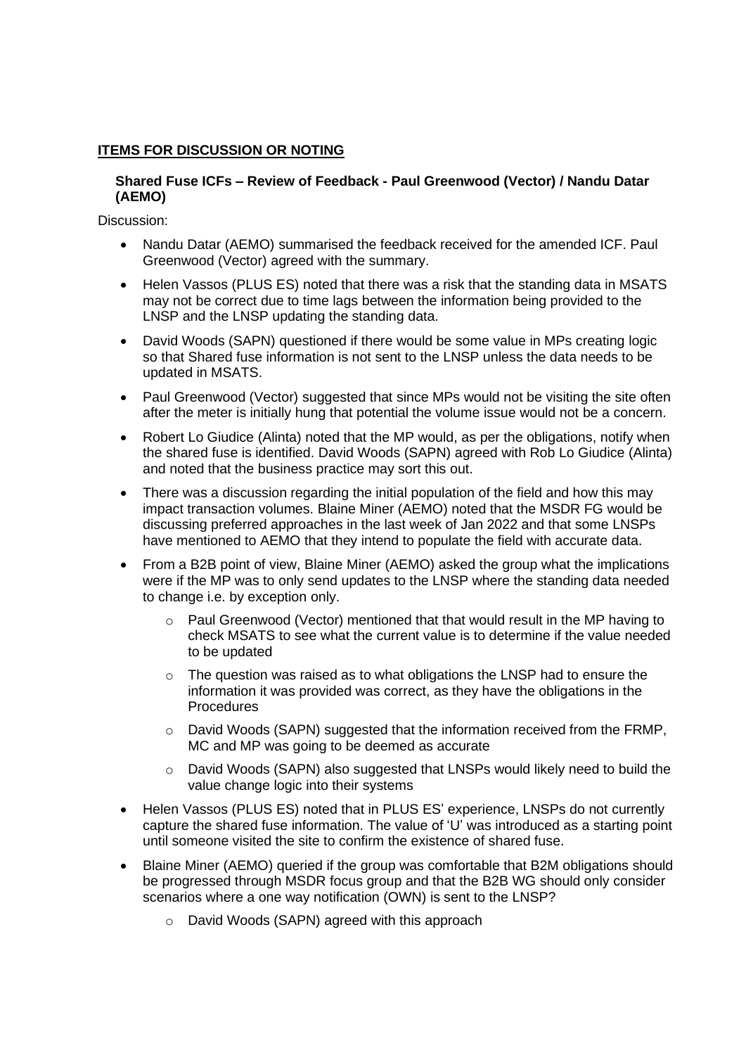## ITEMS FOR DISCUSSION OR NOTING

### Shared Fuse ICFs – Review of Feedback - Paul Greenwood (Vector) / Nandu Datar (AEMO)

Discussion:

- Nandu Datar (AEMO) summarised the feedback received for the amended ICF. Paul Greenwood (Vector) agreed with the summary.
- Helen Vassos (PLUS ES) noted that there was a risk that the standing data in MSATS may not be correct due to time lags between the information being provided to the LNSP and the LNSP updating the standing data.
- David Woods (SAPN) questioned if there would be some value in MPs creating logic so that Shared fuse information is not sent to the LNSP unless the data needs to be updated in MSATS.
- Paul Greenwood (Vector) suggested that since MPs would not be visiting the site often after the meter is initially hung that potential the volume issue would not be a concern.
- Robert Lo Giudice (Alinta) noted that the MP would, as per the obligations, notify when the shared fuse is identified. David Woods (SAPN) agreed with Rob Lo Giudice (Alinta) and noted that the business practice may sort this out.
- There was a discussion regarding the initial population of the field and how this may impact transaction volumes. Blaine Miner (AEMO) noted that the MSDR FG would be discussing preferred approaches in the last week of Jan 2022 and that some LNSPs have mentioned to AEMO that they intend to populate the field with accurate data.
- From a B2B point of view, Blaine Miner (AEMO) asked the group what the implications were if the MP was to only send updates to the LNSP where the standing data needed to change i.e. by exception only.
  - Paul Greenwood (Vector) mentioned that that would result in the MP having to check MSATS to see what the current value is to determine if the value needed to be updated
  - The question was raised as to what obligations the LNSP had to ensure the information it was provided was correct, as they have the obligations in the Procedures
  - David Woods (SAPN) suggested that the information received from the FRMP, MC and MP was going to be deemed as accurate
  - David Woods (SAPN) also suggested that LNSPs would likely need to build the value change logic into their systems
- Helen Vassos (PLUS ES) noted that in PLUS ES' experience, LNSPs do not currently capture the shared fuse information. The value of 'U' was introduced as a starting point until someone visited the site to confirm the existence of shared fuse.
- Blaine Miner (AEMO) queried if the group was comfortable that B2M obligations should be progressed through MSDR focus group and that the B2B WG should only consider scenarios where a one way notification (OWN) is sent to the LNSP?
  - David Woods (SAPN) agreed with this approach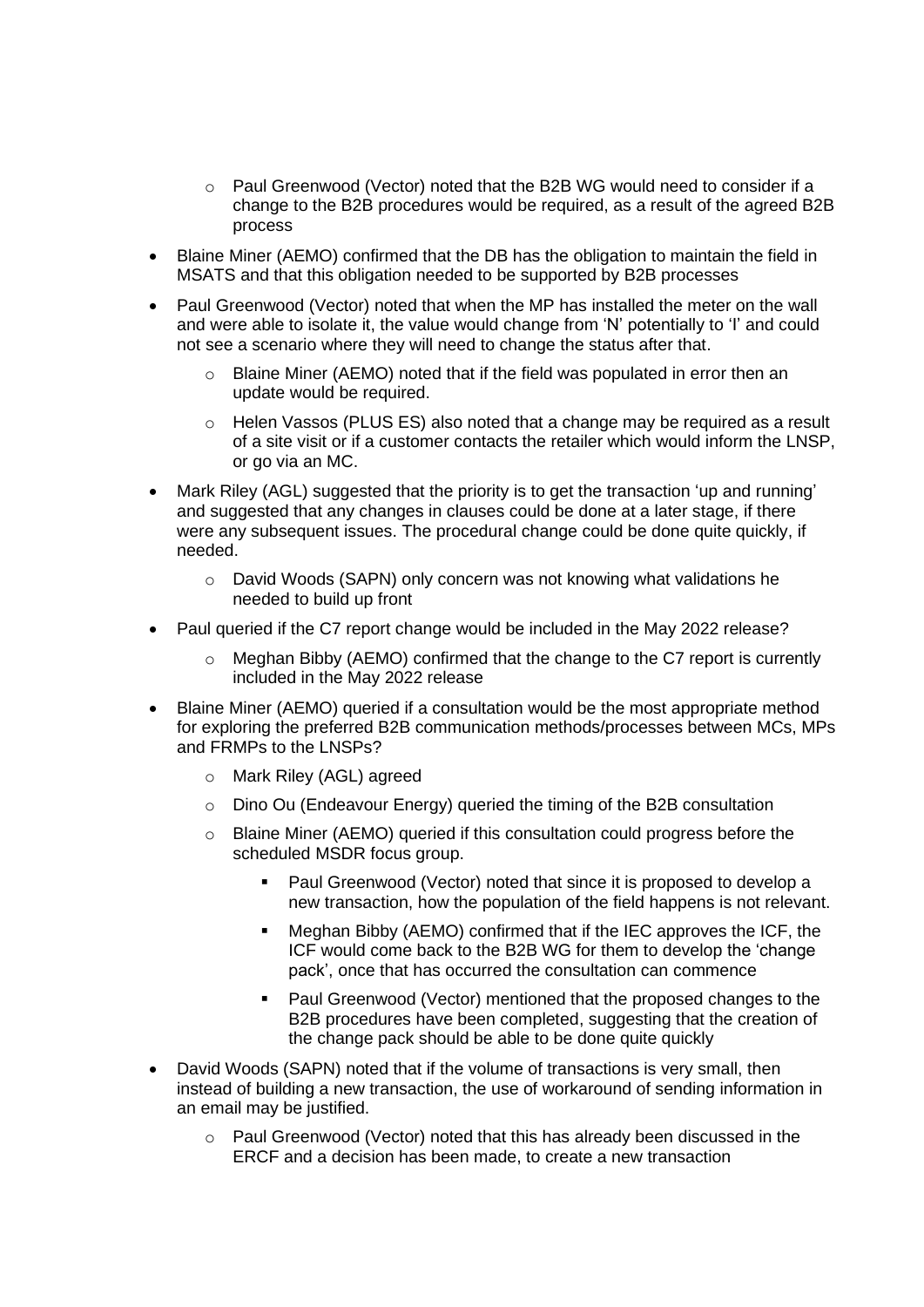- Paul Greenwood (Vector) noted that the B2B WG would need to consider if a change to the B2B procedures would be required, as a result of the agreed B2B process
- Blaine Miner (AEMO) confirmed that the DB has the obligation to maintain the field in MSATS and that this obligation needed to be supported by B2B processes
- Paul Greenwood (Vector) noted that when the MP has installed the meter on the wall and were able to isolate it, the value would change from 'N' potentially to 'I' and could not see a scenario where they will need to change the status after that.
  - Blaine Miner (AEMO) noted that if the field was populated in error then an update would be required.
  - Helen Vassos (PLUS ES) also noted that a change may be required as a result of a site visit or if a customer contacts the retailer which would inform the LNSP, or go via an MC.
- Mark Riley (AGL) suggested that the priority is to get the transaction 'up and running' and suggested that any changes in clauses could be done at a later stage, if there were any subsequent issues. The procedural change could be done quite quickly, if needed.
  - David Woods (SAPN) only concern was not knowing what validations he needed to build up front
- Paul queried if the C7 report change would be included in the May 2022 release?
  - Meghan Bibby (AEMO) confirmed that the change to the C7 report is currently included in the May 2022 release
- Blaine Miner (AEMO) queried if a consultation would be the most appropriate method for exploring the preferred B2B communication methods/processes between MCs, MPs and FRMPs to the LNSPs?
  - Mark Riley (AGL) agreed
  - Dino Ou (Endeavour Energy) queried the timing of the B2B consultation
  - Blaine Miner (AEMO) queried if this consultation could progress before the scheduled MSDR focus group.
    - Paul Greenwood (Vector) noted that since it is proposed to develop a new transaction, how the population of the field happens is not relevant.
    - Meghan Bibby (AEMO) confirmed that if the IEC approves the ICF, the ICF would come back to the B2B WG for them to develop the 'change pack', once that has occurred the consultation can commence
    - Paul Greenwood (Vector) mentioned that the proposed changes to the B2B procedures have been completed, suggesting that the creation of the change pack should be able to be done quite quickly
- David Woods (SAPN) noted that if the volume of transactions is very small, then instead of building a new transaction, the use of workaround of sending information in an email may be justified.
  - Paul Greenwood (Vector) noted that this has already been discussed in the ERCF and a decision has been made, to create a new transaction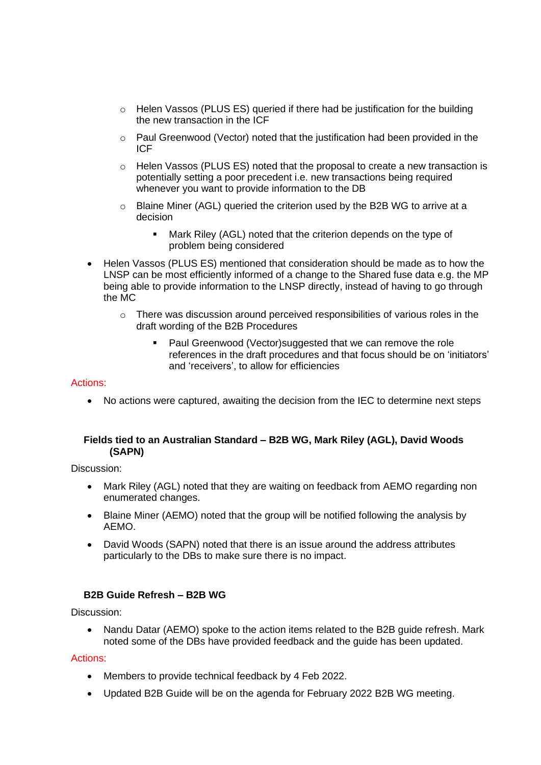- Helen Vassos (PLUS ES) queried if there had be justification for the building the new transaction in the ICF
  - Paul Greenwood (Vector) noted that the justification had been provided in the ICF
  - Helen Vassos (PLUS ES) noted that the proposal to create a new transaction is potentially setting a poor precedent i.e. new transactions being required whenever you want to provide information to the DB
  - Blaine Miner (AGL) queried the criterion used by the B2B WG to arrive at a decision
    - Mark Riley (AGL) noted that the criterion depends on the type of problem being considered
- Helen Vassos (PLUS ES) mentioned that consideration should be made as to how the LNSP can be most efficiently informed of a change to the Shared fuse data e.g. the MP being able to provide information to the LNSP directly, instead of having to go through the MC
  - There was discussion around perceived responsibilities of various roles in the draft wording of the B2B Procedures
    - Paul Greenwood (Vector)suggested that we can remove the role references in the draft procedures and that focus should be on 'initiators' and 'receivers', to allow for efficiencies

Actions:

- No actions were captured, awaiting the decision from the IEC to determine next steps

**Fields tied to an Australian Standard – B2B WG, Mark Riley (AGL), David Woods (SAPN)**

Discussion:

- Mark Riley (AGL) noted that they are waiting on feedback from AEMO regarding non enumerated changes.
- Blaine Miner (AEMO) noted that the group will be notified following the analysis by AEMO.
- David Woods (SAPN) noted that there is an issue around the address attributes particularly to the DBs to make sure there is no impact.

**B2B Guide Refresh – B2B WG**

Discussion:

- Nandu Datar (AEMO) spoke to the action items related to the B2B guide refresh. Mark noted some of the DBs have provided feedback and the guide has been updated.

Actions:

- Members to provide technical feedback by 4 Feb 2022.
- Updated B2B Guide will be on the agenda for February 2022 B2B WG meeting.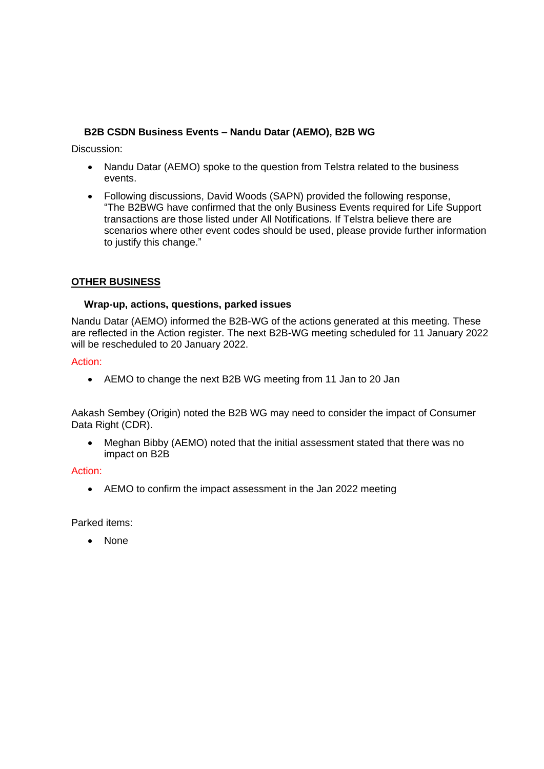### B2B CSDN Business Events – Nandu Datar (AEMO), B2B WG

Discussion:

- Nandu Datar (AEMO) spoke to the question from Telstra related to the business events.
- Following discussions, David Woods (SAPN) provided the following response, "The B2BWG have confirmed that the only Business Events required for Life Support transactions are those listed under All Notifications. If Telstra believe there are scenarios where other event codes should be used, please provide further information to justify this change."

## OTHER BUSINESS

### Wrap-up, actions, questions, parked issues

Nandu Datar (AEMO) informed the B2B-WG of the actions generated at this meeting. These are reflected in the Action register. The next B2B-WG meeting scheduled for 11 January 2022 will be rescheduled to 20 January 2022.

Action:

- AEMO to change the next B2B WG meeting from 11 Jan to 20 Jan

Aakash Sembey (Origin) noted the B2B WG may need to consider the impact of Consumer Data Right (CDR).

- Meghan Bibby (AEMO) noted that the initial assessment stated that there was no impact on B2B

Action:

- AEMO to confirm the impact assessment in the Jan 2022 meeting

Parked items:

- None